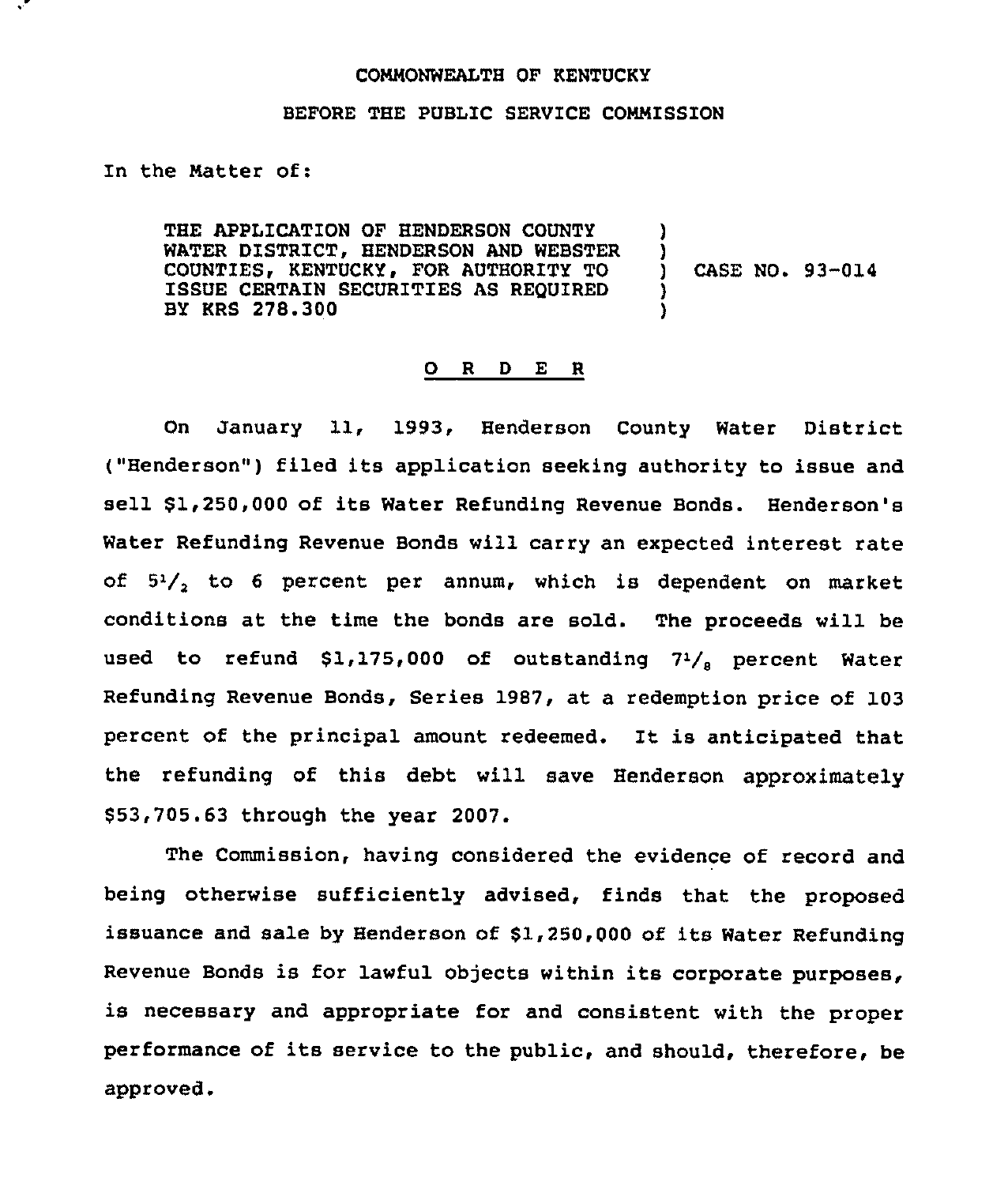COMMONWEALTH OF KENTUCKY

BEFORE THE PUBLIC SERVICE COMMISSION

In the Matter of:

| | | |
|---|---|---|
| THE APPLICATION OF HENDERSON COUNTY WATER DISTRICT, HENDERSON AND WEBSTER COUNTIES, KENTUCKY, FOR AUTHORITY TO ISSUE CERTAIN SECURITIES AS REQUIRED BY KRS 278.300 | ) ) ) ) ) | CASE NO. 93-014 |

## O R D E R

On January 11, 1993, Henderson County Water District ("Henderson") filed its application seeking authority to issue and sell $1,250,000 of its Water Refunding Revenue Bonds. Henderson's Water Refunding Revenue Bonds will carry an expected interest rate of $5^1/_2$ to 6 percent per annum, which is dependent on market conditions at the time the bonds are sold. The proceeds will be used to refund $1,175,000 of outstanding $7^1/_8$ percent Water Refunding Revenue Bonds, Series 1987, at a redemption price of 103 percent of the principal amount redeemed. It is anticipated that the refunding of this debt will save Henderson approximately $53,705.63 through the year 2007.

The Commission, having considered the evidence of record and being otherwise sufficiently advised, finds that the proposed issuance and sale by Henderson of $1,250,000 of its Water Refunding Revenue Bonds is for lawful objects within its corporate purposes, is necessary and appropriate for and consistent with the proper performance of its service to the public, and should, therefore, be approved.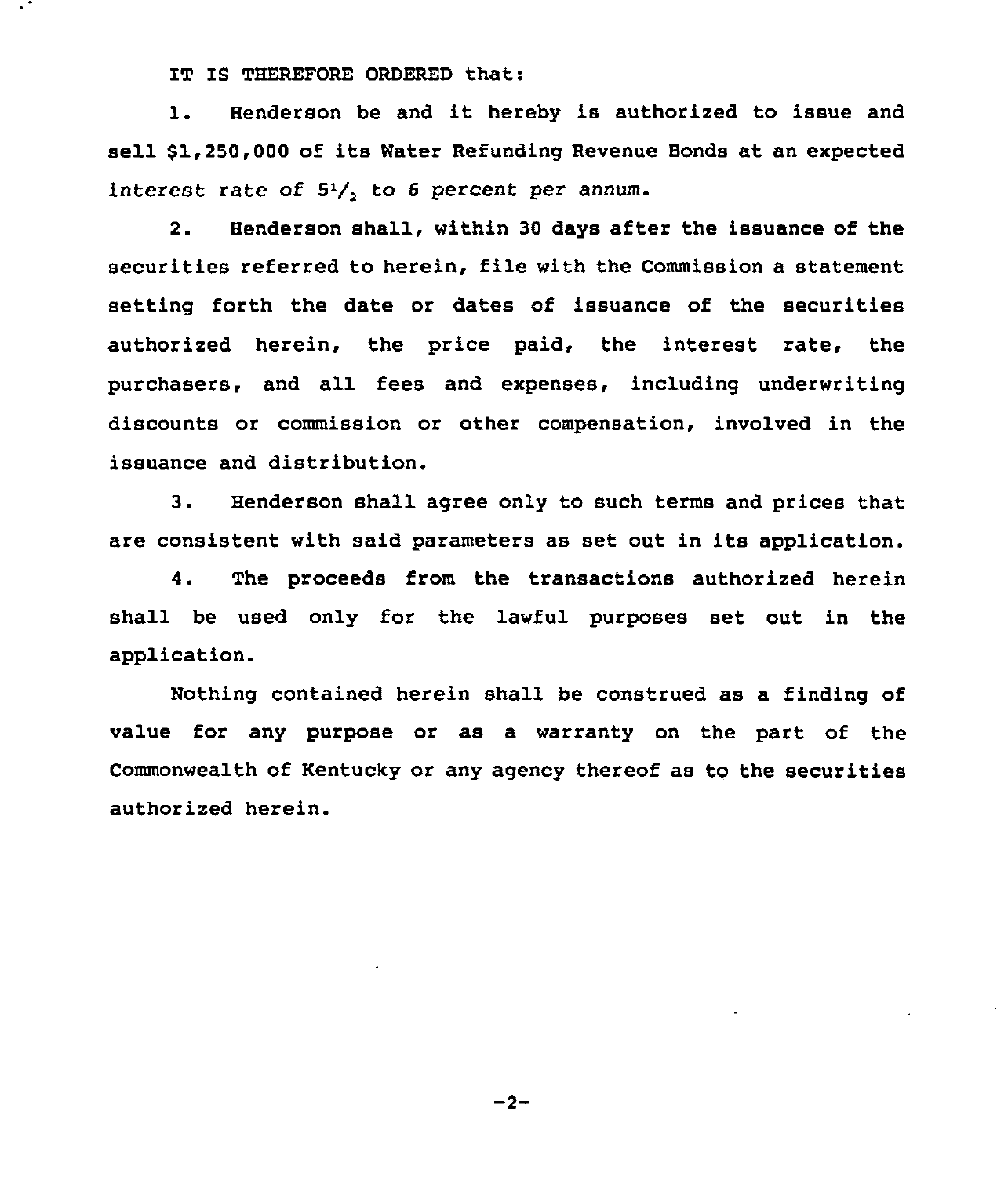IT IS THEREFORE ORDERED that:

1. Henderson be and it hereby is authorized to issue and sell $1,250,000 of its Water Refunding Revenue Bonds at an expected interest rate of $5^1/_2$ to 6 percent per annum.

2. Henderson shall, within 30 days after the issuance of the securities referred to herein, file with the Commission a statement setting forth the date or dates of issuance of the securities authorized herein, the price paid, the interest rate, the purchasers, and all fees and expenses, including underwriting discounts or commission or other compensation, involved in the issuance and distribution.

3. Henderson shall agree only to such terms and prices that are consistent with said parameters as set out in its application.

4. The proceeds from the transactions authorized herein shall be used only for the lawful purposes set out in the application.

Nothing contained herein shall be construed as a finding of value for any purpose or as a warranty on the part of the Commonwealth of Kentucky or any agency thereof as to the securities authorized herein.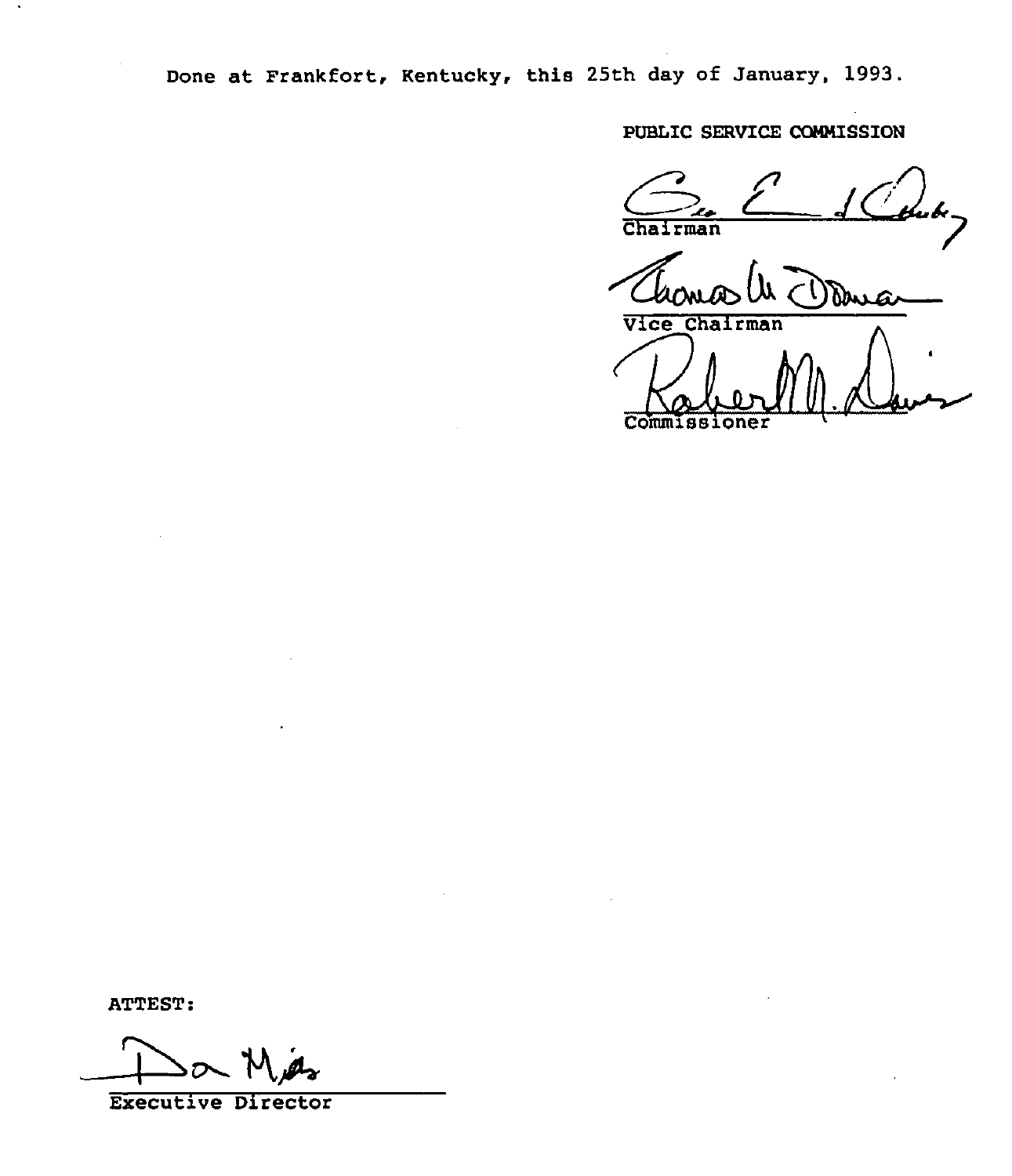Done at Frankfort, Kentucky, this 25th day of January, 1993.

PUBLIC SERVICE COMMISSION

Chairman

Vice Chairman

Commissioner

ATTEST:

Executive Director